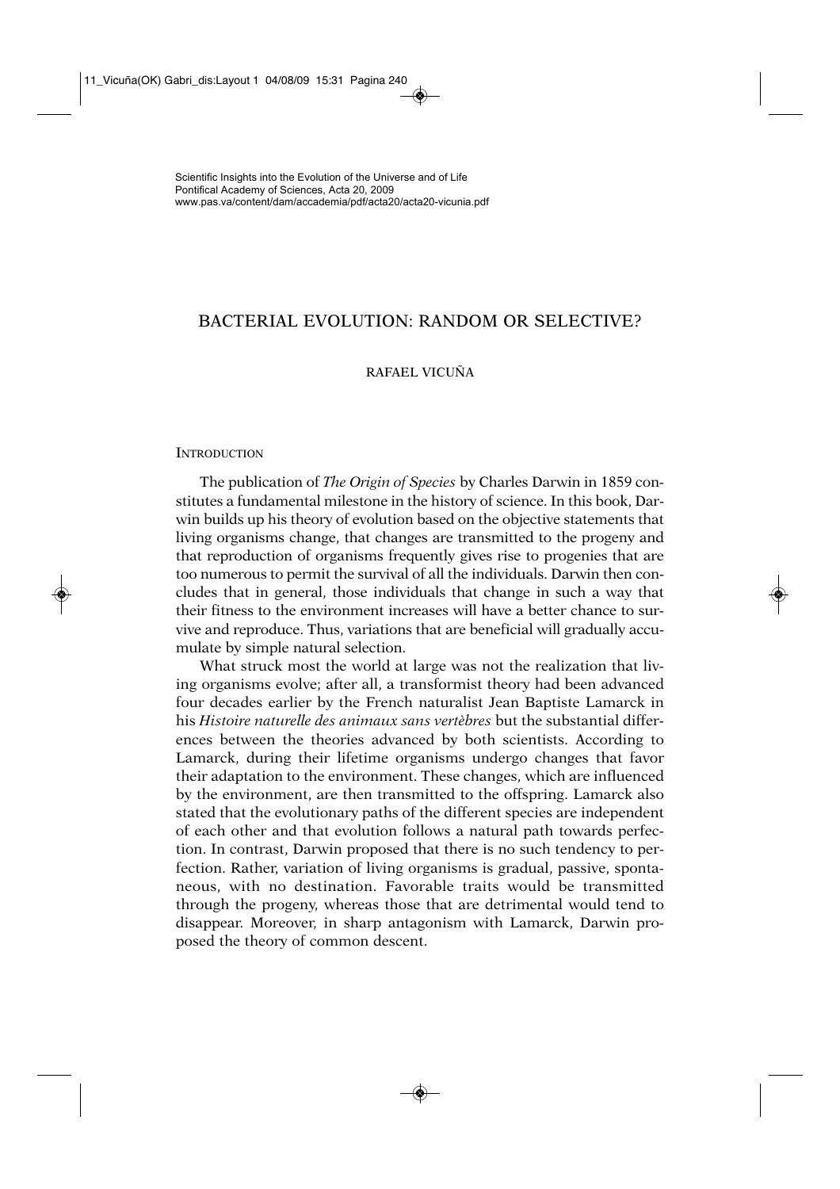Scientific Insights into the Evolution of the Universe and of Life
Pontifical Academy of Sciences, Acta 20, 2009
www.pas.va/content/dam/accademia/pdf/acta20/acta20-vicunia.pdf

# BACTERIAL EVOLUTION: RANDOM OR SELECTIVE?

RAFAEL VICUÑA

## INTRODUCTION

The publication of *The Origin of Species* by Charles Darwin in 1859 constitutes a fundamental milestone in the history of science. In this book, Darwin builds up his theory of evolution based on the objective statements that living organisms change, that changes are transmitted to the progeny and that reproduction of organisms frequently gives rise to progenies that are too numerous to permit the survival of all the individuals. Darwin then concludes that in general, those individuals that change in such a way that their fitness to the environment increases will have a better chance to survive and reproduce. Thus, variations that are beneficial will gradually accumulate by simple natural selection.

What struck most the world at large was not the realization that living organisms evolve; after all, a transformist theory had been advanced four decades earlier by the French naturalist Jean Baptiste Lamarck in his *Histoire naturelle des animaux sans vertèbres* but the substantial differences between the theories advanced by both scientists. According to Lamarck, during their lifetime organisms undergo changes that favor their adaptation to the environment. These changes, which are influenced by the environment, are then transmitted to the offspring. Lamarck also stated that the evolutionary paths of the different species are independent of each other and that evolution follows a natural path towards perfection. In contrast, Darwin proposed that there is no such tendency to perfection. Rather, variation of living organisms is gradual, passive, spontaneous, with no destination. Favorable traits would be transmitted through the progeny, whereas those that are detrimental would tend to disappear. Moreover, in sharp antagonism with Lamarck, Darwin proposed the theory of common descent.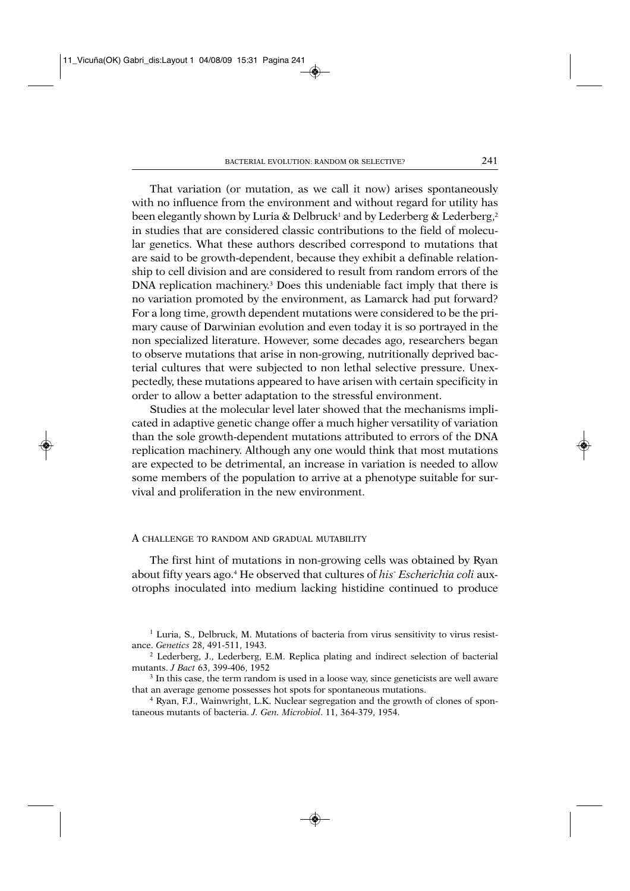That variation (or mutation, as we call it now) arises spontaneously with no influence from the environment and without regard for utility has been elegantly shown by Luria & Delbruck[1] and by Lederberg & Lederberg,[2] in studies that are considered classic contributions to the field of molecular genetics. What these authors described correspond to mutations that are said to be growth-dependent, because they exhibit a definable relationship to cell division and are considered to result from random errors of the DNA replication machinery.[3] Does this undeniable fact imply that there is no variation promoted by the environment, as Lamarck had put forward? For a long time, growth dependent mutations were considered to be the primary cause of Darwinian evolution and even today it is so portrayed in the non specialized literature. However, some decades ago, researchers began to observe mutations that arise in non-growing, nutritionally deprived bacterial cultures that were subjected to non lethal selective pressure. Unexpectedly, these mutations appeared to have arisen with certain specificity in order to allow a better adaptation to the stressful environment.

Studies at the molecular level later showed that the mechanisms implicated in adaptive genetic change offer a much higher versatility of variation than the sole growth-dependent mutations attributed to errors of the DNA replication machinery. Although any one would think that most mutations are expected to be detrimental, an increase in variation is needed to allow some members of the population to arrive at a phenotype suitable for survival and proliferation in the new environment.

## A challenge to random and gradual mutability

The first hint of mutations in non-growing cells was obtained by Ryan about fifty years ago.[4] He observed that cultures of *his*$^-$ *Escherichia coli* auxotrophs inoculated into medium lacking histidine continued to produce

[1] Luria, S., Delbruck, M. Mutations of bacteria from virus sensitivity to virus resistance. *Genetics* 28, 491-511, 1943.

[2] Lederberg, J., Lederberg, E.M. Replica plating and indirect selection of bacterial mutants. *J Bact* 63, 399-406, 1952

[3] In this case, the term random is used in a loose way, since geneticists are well aware that an average genome possesses hot spots for spontaneous mutations.

[4] Ryan, F.J., Wainwright, L.K. Nuclear segregation and the growth of clones of spontaneous mutants of bacteria. *J. Gen. Microbiol*. 11, 364-379, 1954.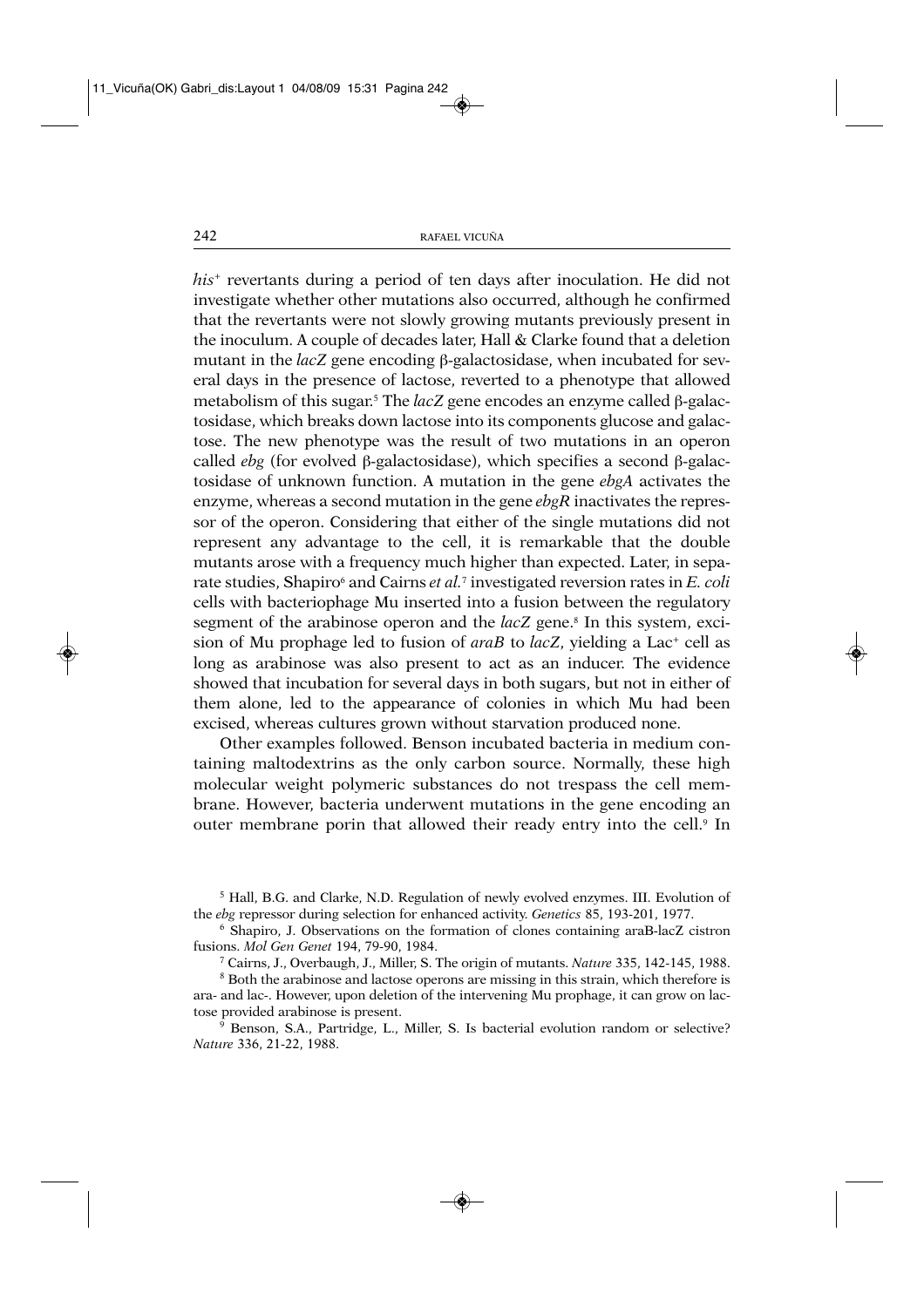*his*⁺ revertants during a period of ten days after inoculation. He did not investigate whether other mutations also occurred, although he confirmed that the revertants were not slowly growing mutants previously present in the inoculum. A couple of decades later, Hall & Clarke found that a deletion mutant in the *lacZ* gene encoding β-galactosidase, when incubated for several days in the presence of lactose, reverted to a phenotype that allowed metabolism of this sugar.[5] The *lacZ* gene encodes an enzyme called β-galactosidase, which breaks down lactose into its components glucose and galactose. The new phenotype was the result of two mutations in an operon called *ebg* (for evolved β-galactosidase), which specifies a second β-galactosidase of unknown function. A mutation in the gene *ebgA* activates the enzyme, whereas a second mutation in the gene *ebgR* inactivates the repressor of the operon. Considering that either of the single mutations did not represent any advantage to the cell, it is remarkable that the double mutants arose with a frequency much higher than expected. Later, in separate studies, Shapiro[6] and Cairns *et al.*[7] investigated reversion rates in *E. coli* cells with bacteriophage Mu inserted into a fusion between the regulatory segment of the arabinose operon and the *lacZ* gene.[8] In this system, excision of Mu prophage led to fusion of *araB* to *lacZ*, yielding a Lac⁺ cell as long as arabinose was also present to act as an inducer. The evidence showed that incubation for several days in both sugars, but not in either of them alone, led to the appearance of colonies in which Mu had been excised, whereas cultures grown without starvation produced none.

Other examples followed. Benson incubated bacteria in medium containing maltodextrins as the only carbon source. Normally, these high molecular weight polymeric substances do not trespass the cell membrane. However, bacteria underwent mutations in the gene encoding an outer membrane porin that allowed their ready entry into the cell.[9] In

---

[5] Hall, B.G. and Clarke, N.D. Regulation of newly evolved enzymes. III. Evolution of the *ebg* repressor during selection for enhanced activity. *Genetics* 85, 193-201, 1977.

[6] Shapiro, J. Observations on the formation of clones containing araB-lacZ cistron fusions. *Mol Gen Genet* 194, 79-90, 1984.

[7] Cairns, J., Overbaugh, J., Miller, S. The origin of mutants. *Nature* 335, 142-145, 1988.

[8] Both the arabinose and lactose operons are missing in this strain, which therefore is ara- and lac-. However, upon deletion of the intervening Mu prophage, it can grow on lactose provided arabinose is present.

[9] Benson, S.A., Partridge, L., Miller, S. Is bacterial evolution random or selective? *Nature* 336, 21-22, 1988.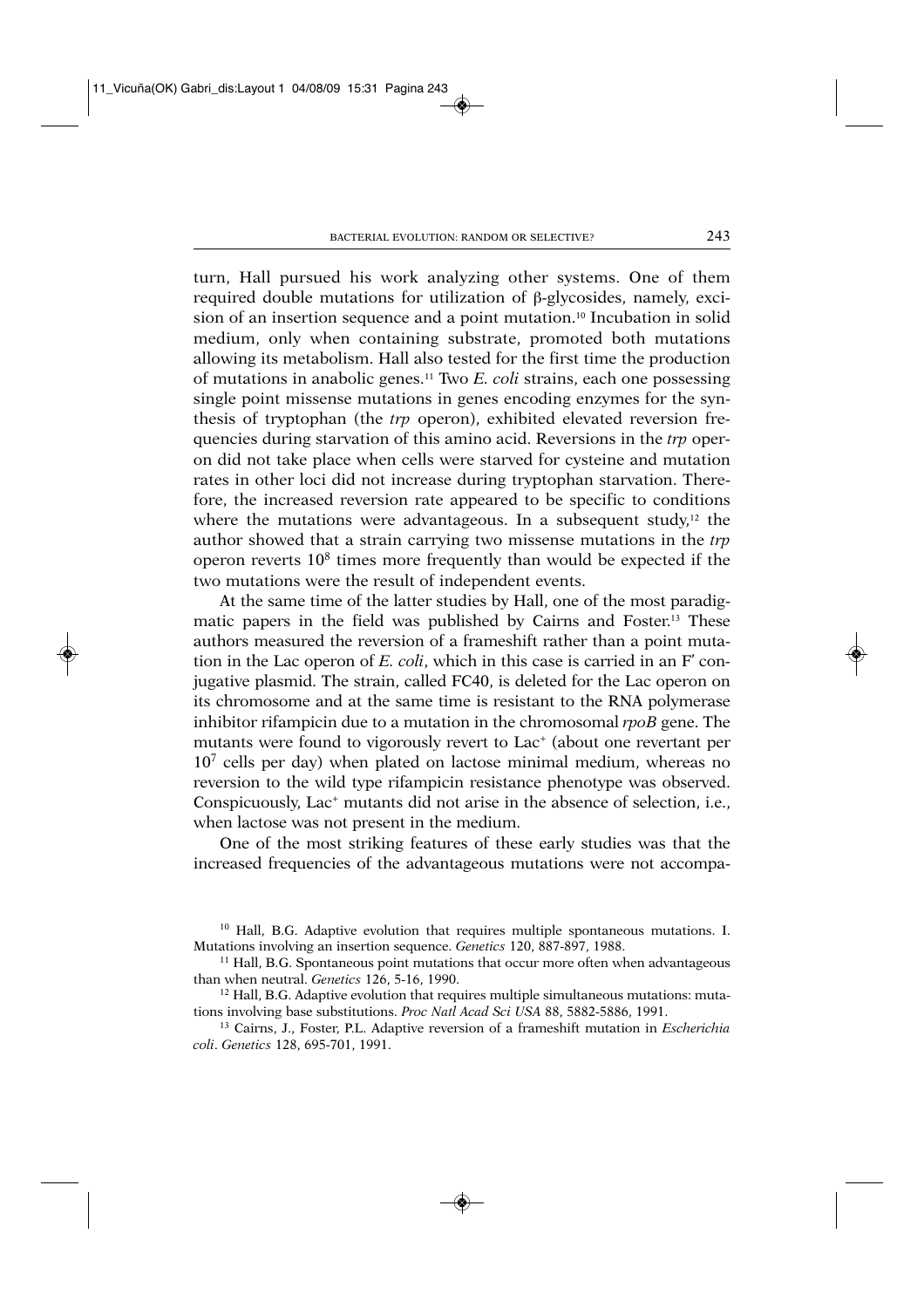turn, Hall pursued his work analyzing other systems. One of them required double mutations for utilization of β-glycosides, namely, excision of an insertion sequence and a point mutation.[10] Incubation in solid medium, only when containing substrate, promoted both mutations allowing its metabolism. Hall also tested for the first time the production of mutations in anabolic genes.[11] Two *E. coli* strains, each one possessing single point missense mutations in genes encoding enzymes for the synthesis of tryptophan (the *trp* operon), exhibited elevated reversion frequencies during starvation of this amino acid. Reversions in the *trp* operon did not take place when cells were starved for cysteine and mutation rates in other loci did not increase during tryptophan starvation. Therefore, the increased reversion rate appeared to be specific to conditions where the mutations were advantageous. In a subsequent study,[12] the author showed that a strain carrying two missense mutations in the *trp* operon reverts $10^8$ times more frequently than would be expected if the two mutations were the result of independent events.

At the same time of the latter studies by Hall, one of the most paradigmatic papers in the field was published by Cairns and Foster.[13] These authors measured the reversion of a frameshift rather than a point mutation in the Lac operon of *E. coli*, which in this case is carried in an F' conjugative plasmid. The strain, called FC40, is deleted for the Lac operon on its chromosome and at the same time is resistant to the RNA polymerase inhibitor rifampicin due to a mutation in the chromosomal *rpoB* gene. The mutants were found to vigorously revert to $Lac^+$ (about one revertant per $10^7$ cells per day) when plated on lactose minimal medium, whereas no reversion to the wild type rifampicin resistance phenotype was observed. Conspicuously, $Lac^+$ mutants did not arise in the absence of selection, i.e., when lactose was not present in the medium.

One of the most striking features of these early studies was that the increased frequencies of the advantageous mutations were not accompa-

---

[10] Hall, B.G. Adaptive evolution that requires multiple spontaneous mutations. I. Mutations involving an insertion sequence. *Genetics* 120, 887-897, 1988.

[11] Hall, B.G. Spontaneous point mutations that occur more often when advantageous than when neutral. *Genetics* 126, 5-16, 1990.

[12] Hall, B.G. Adaptive evolution that requires multiple simultaneous mutations: mutations involving base substitutions. *Proc Natl Acad Sci USA* 88, 5882-5886, 1991.

[13] Cairns, J., Foster, P.L. Adaptive reversion of a frameshift mutation in *Escherichia coli*. *Genetics* 128, 695-701, 1991.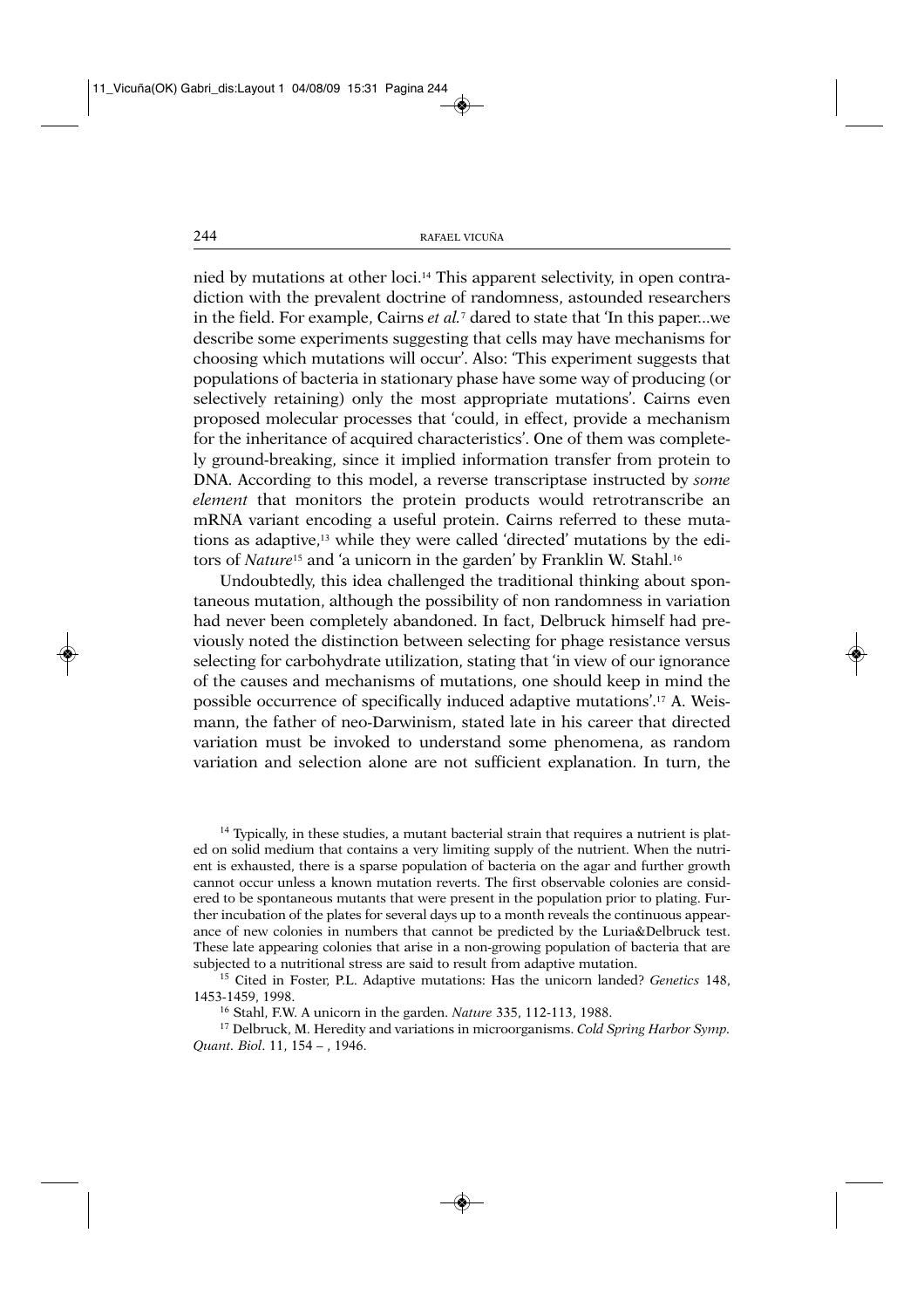nied by mutations at other loci.[14] This apparent selectivity, in open contradiction with the prevalent doctrine of randomness, astounded researchers in the field. For example, Cairns *et al.*[7] dared to state that 'In this paper...we describe some experiments suggesting that cells may have mechanisms for choosing which mutations will occur'. Also: 'This experiment suggests that populations of bacteria in stationary phase have some way of producing (or selectively retaining) only the most appropriate mutations'. Cairns even proposed molecular processes that 'could, in effect, provide a mechanism for the inheritance of acquired characteristics'. One of them was completely ground-breaking, since it implied information transfer from protein to DNA. According to this model, a reverse transcriptase instructed by *some element* that monitors the protein products would retrotranscribe an mRNA variant encoding a useful protein. Cairns referred to these mutations as adaptive,[13] while they were called 'directed' mutations by the editors of *Nature*[15] and 'a unicorn in the garden' by Franklin W. Stahl.[16]

Undoubtedly, this idea challenged the traditional thinking about spontaneous mutation, although the possibility of non randomness in variation had never been completely abandoned. In fact, Delbruck himself had previously noted the distinction between selecting for phage resistance versus selecting for carbohydrate utilization, stating that 'in view of our ignorance of the causes and mechanisms of mutations, one should keep in mind the possible occurrence of specifically induced adaptive mutations'.[17] A. Weismann, the father of neo-Darwinism, stated late in his career that directed variation must be invoked to understand some phenomena, as random variation and selection alone are not sufficient explanation. In turn, the

---

[14] Typically, in these studies, a mutant bacterial strain that requires a nutrient is plated on solid medium that contains a very limiting supply of the nutrient. When the nutrient is exhausted, there is a sparse population of bacteria on the agar and further growth cannot occur unless a known mutation reverts. The first observable colonies are considered to be spontaneous mutants that were present in the population prior to plating. Further incubation of the plates for several days up to a month reveals the continuous appearance of new colonies in numbers that cannot be predicted by the Luria&Delbruck test. These late appearing colonies that arise in a non-growing population of bacteria that are subjected to a nutritional stress are said to result from adaptive mutation.

[15] Cited in Foster, P.L. Adaptive mutations: Has the unicorn landed? *Genetics* 148, 1453-1459, 1998.

[16] Stahl, F.W. A unicorn in the garden. *Nature* 335, 112-113, 1988.

[17] Delbruck, M. Heredity and variations in microorganisms. *Cold Spring Harbor Symp. Quant. Biol*. 11, 154 – , 1946.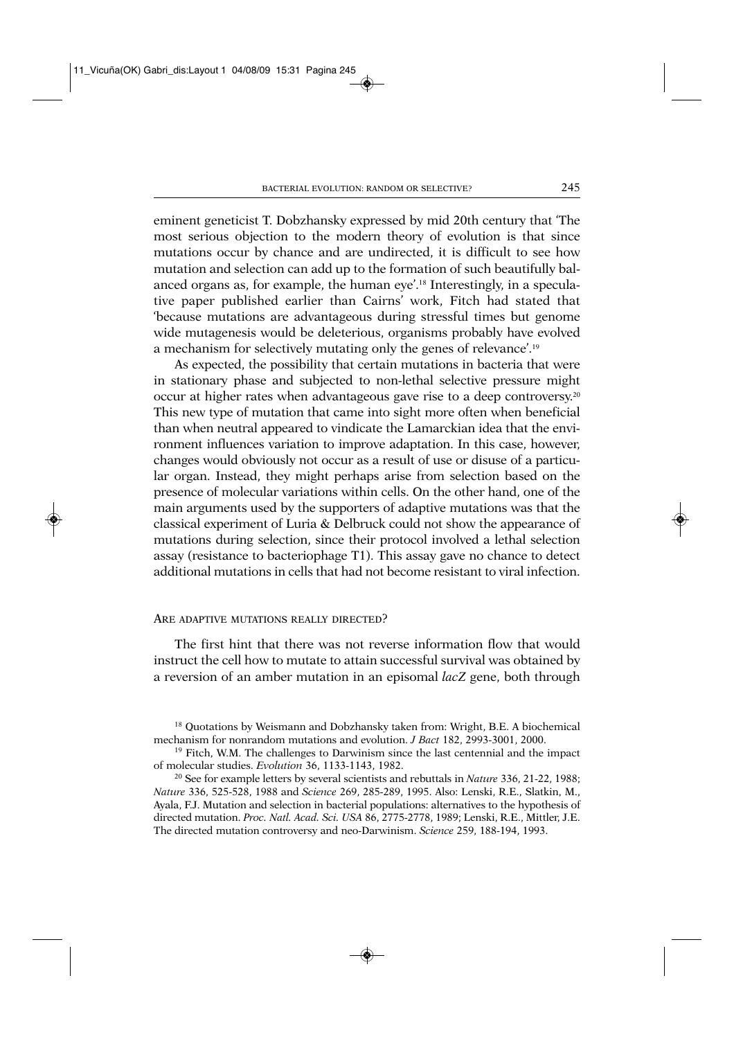eminent geneticist T. Dobzhansky expressed by mid 20th century that 'The most serious objection to the modern theory of evolution is that since mutations occur by chance and are undirected, it is difficult to see how mutation and selection can add up to the formation of such beautifully balanced organs as, for example, the human eye'.[18] Interestingly, in a speculative paper published earlier than Cairns' work, Fitch had stated that 'because mutations are advantageous during stressful times but genome wide mutagenesis would be deleterious, organisms probably have evolved a mechanism for selectively mutating only the genes of relevance'.[19]

As expected, the possibility that certain mutations in bacteria that were in stationary phase and subjected to non-lethal selective pressure might occur at higher rates when advantageous gave rise to a deep controversy.[20] This new type of mutation that came into sight more often when beneficial than when neutral appeared to vindicate the Lamarckian idea that the environment influences variation to improve adaptation. In this case, however, changes would obviously not occur as a result of use or disuse of a particular organ. Instead, they might perhaps arise from selection based on the presence of molecular variations within cells. On the other hand, one of the main arguments used by the supporters of adaptive mutations was that the classical experiment of Luria & Delbruck could not show the appearance of mutations during selection, since their protocol involved a lethal selection assay (resistance to bacteriophage T1). This assay gave no chance to detect additional mutations in cells that had not become resistant to viral infection.

## ARE ADAPTIVE MUTATIONS REALLY DIRECTED?

The first hint that there was not reverse information flow that would instruct the cell how to mutate to attain successful survival was obtained by a reversion of an amber mutation in an episomal *lacZ* gene, both through

---

[18] Quotations by Weismann and Dobzhansky taken from: Wright, B.E. A biochemical mechanism for nonrandom mutations and evolution. *J Bact* 182, 2993-3001, 2000.

[19] Fitch, W.M. The challenges to Darwinism since the last centennial and the impact of molecular studies. *Evolution* 36, 1133-1143, 1982.

[20] See for example letters by several scientists and rebuttals in *Nature* 336, 21-22, 1988; *Nature* 336, 525-528, 1988 and *Science* 269, 285-289, 1995. Also: Lenski, R.E., Slatkin, M., Ayala, F.J. Mutation and selection in bacterial populations: alternatives to the hypothesis of directed mutation. *Proc. Natl. Acad. Sci. USA* 86, 2775-2778, 1989; Lenski, R.E., Mittler, J.E. The directed mutation controversy and neo-Darwinism. *Science* 259, 188-194, 1993.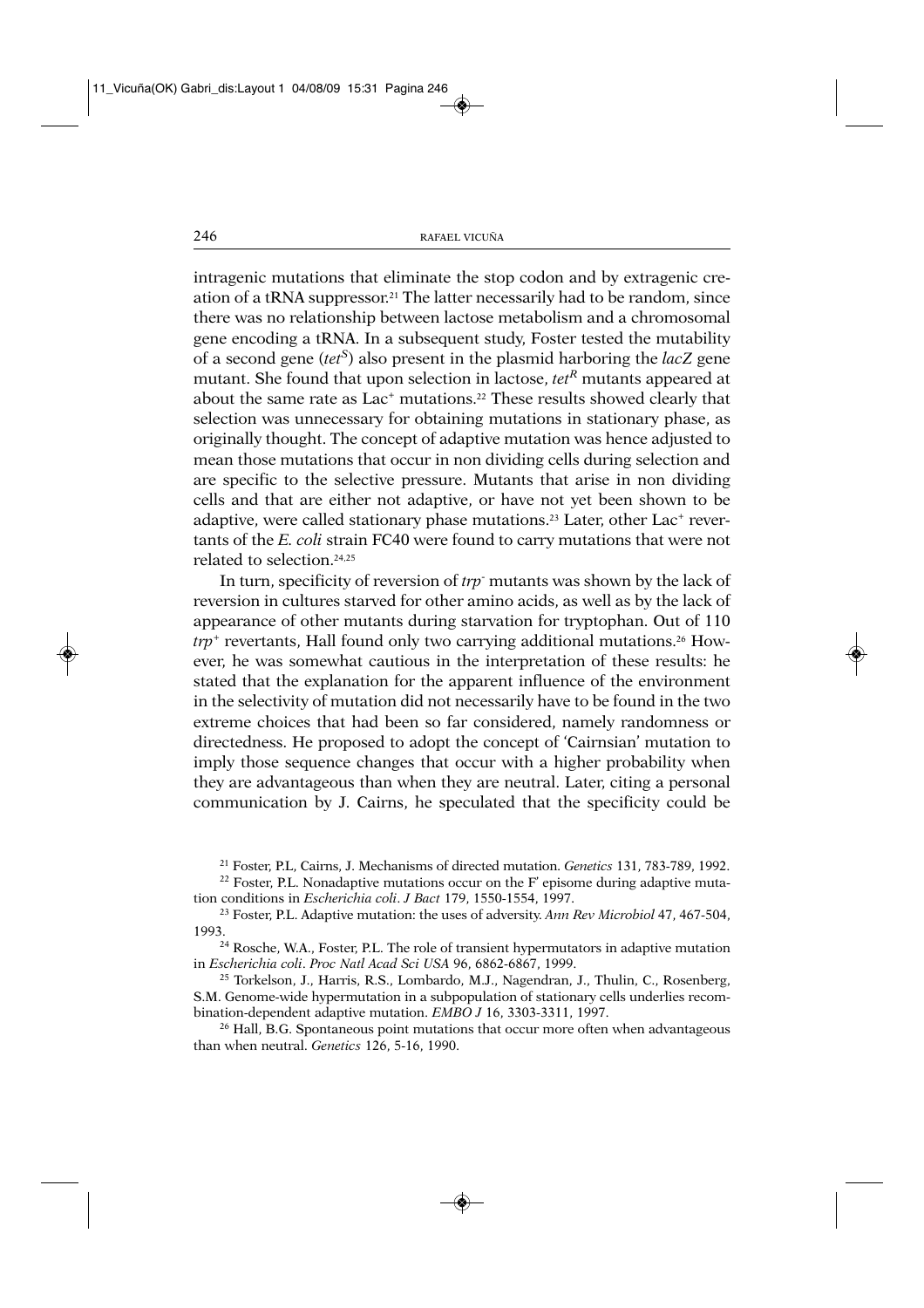intragenic mutations that eliminate the stop codon and by extragenic creation of a tRNA suppressor.[21] The latter necessarily had to be random, since there was no relationship between lactose metabolism and a chromosomal gene encoding a tRNA. In a subsequent study, Foster tested the mutability of a second gene (*tet*$^{S}$) also present in the plasmid harboring the *lacZ* gene mutant. She found that upon selection in lactose, *tet*$^{R}$ mutants appeared at about the same rate as Lac$^{+}$ mutations.[22] These results showed clearly that selection was unnecessary for obtaining mutations in stationary phase, as originally thought. The concept of adaptive mutation was hence adjusted to mean those mutations that occur in non dividing cells during selection and are specific to the selective pressure. Mutants that arise in non dividing cells and that are either not adaptive, or have not yet been shown to be adaptive, were called stationary phase mutations.[23] Later, other Lac$^{+}$ revertants of the *E. coli* strain FC40 were found to carry mutations that were not related to selection.[24,25]

In turn, specificity of reversion of *trp*$^{-}$ mutants was shown by the lack of reversion in cultures starved for other amino acids, as well as by the lack of appearance of other mutants during starvation for tryptophan. Out of 110 *trp*$^{+}$ revertants, Hall found only two carrying additional mutations.[26] However, he was somewhat cautious in the interpretation of these results: he stated that the explanation for the apparent influence of the environment in the selectivity of mutation did not necessarily have to be found in the two extreme choices that had been so far considered, namely randomness or directedness. He proposed to adopt the concept of 'Cairnsian' mutation to imply those sequence changes that occur with a higher probability when they are advantageous than when they are neutral. Later, citing a personal communication by J. Cairns, he speculated that the specificity could be

---

[21] Foster, P.L, Cairns, J. Mechanisms of directed mutation. *Genetics* 131, 783-789, 1992.

[22] Foster, P.L. Nonadaptive mutations occur on the F' episome during adaptive mutation conditions in *Escherichia coli*. *J Bact* 179, 1550-1554, 1997.

[23] Foster, P.L. Adaptive mutation: the uses of adversity. *Ann Rev Microbiol* 47, 467-504, 1993.

[24] Rosche, W.A., Foster, P.L. The role of transient hypermutators in adaptive mutation in *Escherichia coli*. *Proc Natl Acad Sci USA* 96, 6862-6867, 1999.

[25] Torkelson, J., Harris, R.S., Lombardo, M.J., Nagendran, J., Thulin, C., Rosenberg, S.M. Genome-wide hypermutation in a subpopulation of stationary cells underlies recombination-dependent adaptive mutation. *EMBO J* 16, 3303-3311, 1997.

[26] Hall, B.G. Spontaneous point mutations that occur more often when advantageous than when neutral. *Genetics* 126, 5-16, 1990.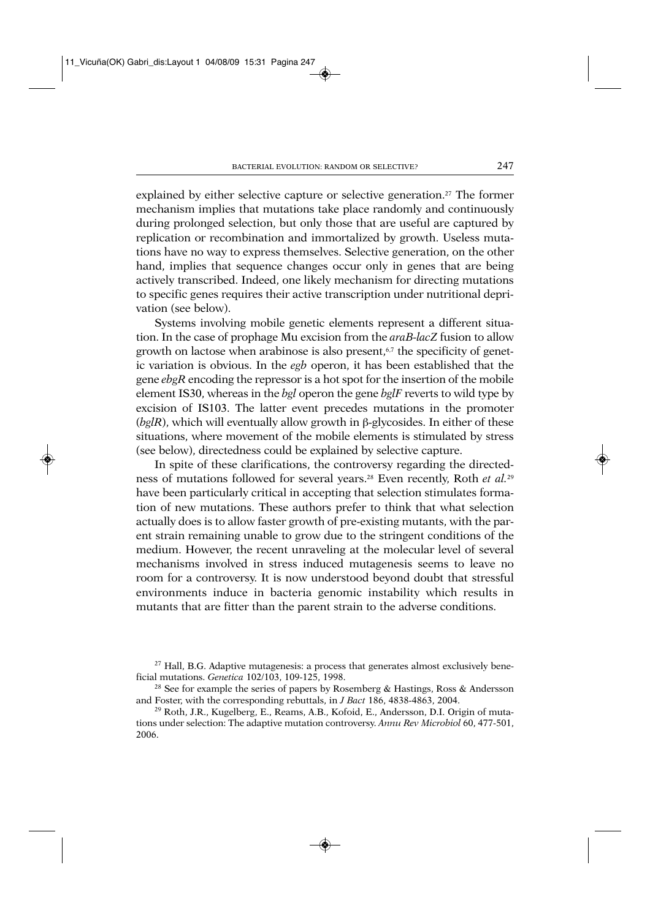explained by either selective capture or selective generation.[27] The former mechanism implies that mutations take place randomly and continuously during prolonged selection, but only those that are useful are captured by replication or recombination and immortalized by growth. Useless mutations have no way to express themselves. Selective generation, on the other hand, implies that sequence changes occur only in genes that are being actively transcribed. Indeed, one likely mechanism for directing mutations to specific genes requires their active transcription under nutritional deprivation (see below).

Systems involving mobile genetic elements represent a different situation. In the case of prophage Mu excision from the *araB-lacZ* fusion to allow growth on lactose when arabinose is also present,[6,7] the specificity of genetic variation is obvious. In the *egb* operon, it has been established that the gene *ebgR* encoding the repressor is a hot spot for the insertion of the mobile element IS30, whereas in the *bgl* operon the gene *bglF* reverts to wild type by excision of IS103. The latter event precedes mutations in the promoter (*bglR*), which will eventually allow growth in β-glycosides. In either of these situations, where movement of the mobile elements is stimulated by stress (see below), directedness could be explained by selective capture.

In spite of these clarifications, the controversy regarding the directedness of mutations followed for several years.[28] Even recently, Roth *et al.*[29] have been particularly critical in accepting that selection stimulates formation of new mutations. These authors prefer to think that what selection actually does is to allow faster growth of pre-existing mutants, with the parent strain remaining unable to grow due to the stringent conditions of the medium. However, the recent unraveling at the molecular level of several mechanisms involved in stress induced mutagenesis seems to leave no room for a controversy. It is now understood beyond doubt that stressful environments induce in bacteria genomic instability which results in mutants that are fitter than the parent strain to the adverse conditions.

[27] Hall, B.G. Adaptive mutagenesis: a process that generates almost exclusively beneficial mutations. *Genetica* 102/103, 109-125, 1998.

[28] See for example the series of papers by Rosemberg & Hastings, Ross & Andersson and Foster, with the corresponding rebuttals, in *J Bact* 186, 4838-4863, 2004.

[29] Roth, J.R., Kugelberg, E., Reams, A.B., Kofoid, E., Andersson, D.I. Origin of mutations under selection: The adaptive mutation controversy. *Annu Rev Microbiol* 60, 477-501, 2006.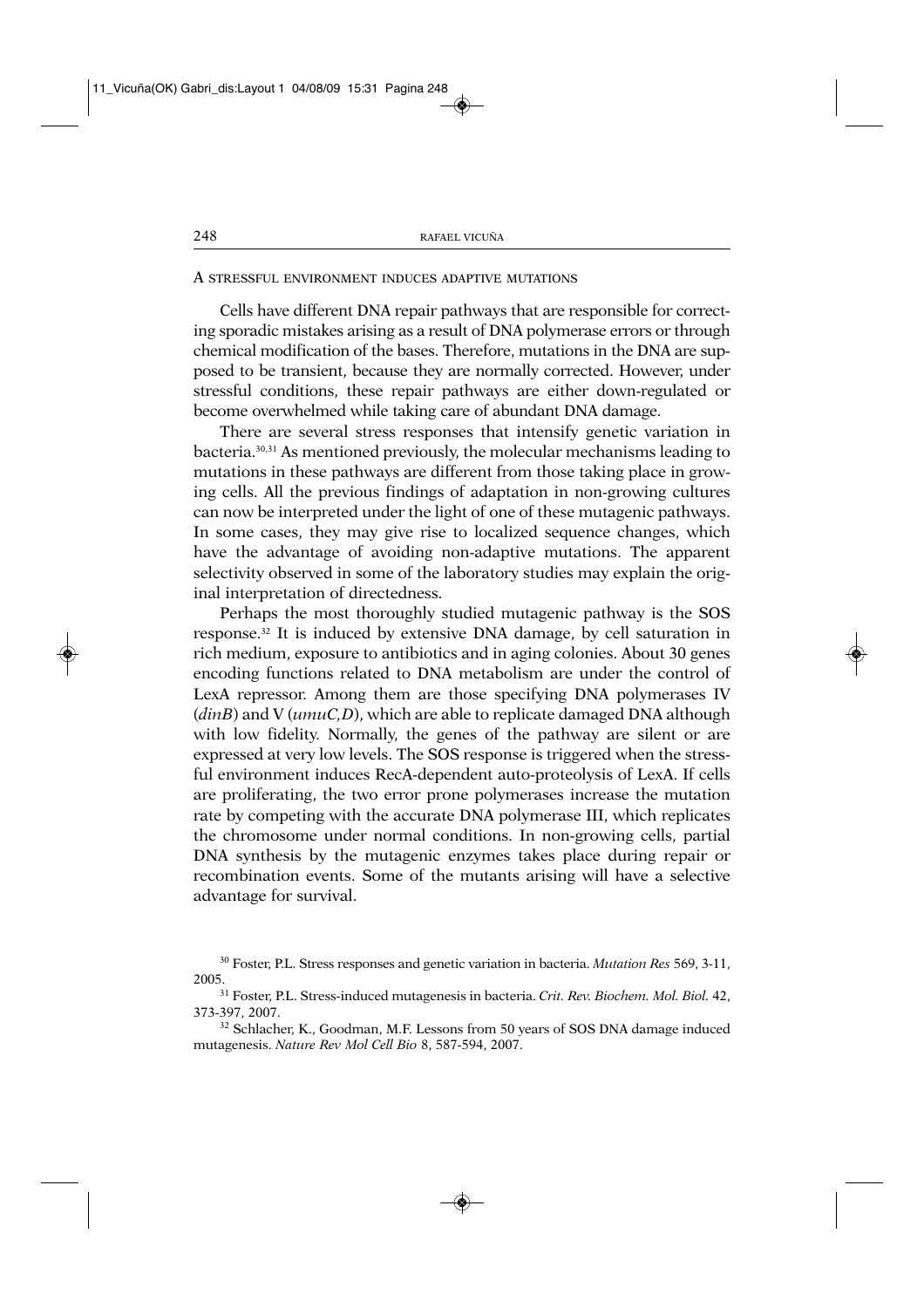## A STRESSFUL ENVIRONMENT INDUCES ADAPTIVE MUTATIONS

Cells have different DNA repair pathways that are responsible for correcting sporadic mistakes arising as a result of DNA polymerase errors or through chemical modification of the bases. Therefore, mutations in the DNA are supposed to be transient, because they are normally corrected. However, under stressful conditions, these repair pathways are either down-regulated or become overwhelmed while taking care of abundant DNA damage.

There are several stress responses that intensify genetic variation in bacteria.[30,31] As mentioned previously, the molecular mechanisms leading to mutations in these pathways are different from those taking place in growing cells. All the previous findings of adaptation in non-growing cultures can now be interpreted under the light of one of these mutagenic pathways. In some cases, they may give rise to localized sequence changes, which have the advantage of avoiding non-adaptive mutations. The apparent selectivity observed in some of the laboratory studies may explain the original interpretation of directedness.

Perhaps the most thoroughly studied mutagenic pathway is the SOS response.[32] It is induced by extensive DNA damage, by cell saturation in rich medium, exposure to antibiotics and in aging colonies. About 30 genes encoding functions related to DNA metabolism are under the control of LexA repressor. Among them are those specifying DNA polymerases IV (*dinB*) and V (*umuC,D*), which are able to replicate damaged DNA although with low fidelity. Normally, the genes of the pathway are silent or are expressed at very low levels. The SOS response is triggered when the stressful environment induces RecA-dependent auto-proteolysis of LexA. If cells are proliferating, the two error prone polymerases increase the mutation rate by competing with the accurate DNA polymerase III, which replicates the chromosome under normal conditions. In non-growing cells, partial DNA synthesis by the mutagenic enzymes takes place during repair or recombination events. Some of the mutants arising will have a selective advantage for survival.

---

[30] Foster, P.L. Stress responses and genetic variation in bacteria. *Mutation Res* 569, 3-11, 2005.

[31] Foster, P.L. Stress-induced mutagenesis in bacteria. *Crit. Rev. Biochem. Mol. Biol.* 42, 373-397, 2007.

[32] Schlacher, K., Goodman, M.F. Lessons from 50 years of SOS DNA damage induced mutagenesis. *Nature Rev Mol Cell Bio* 8, 587-594, 2007.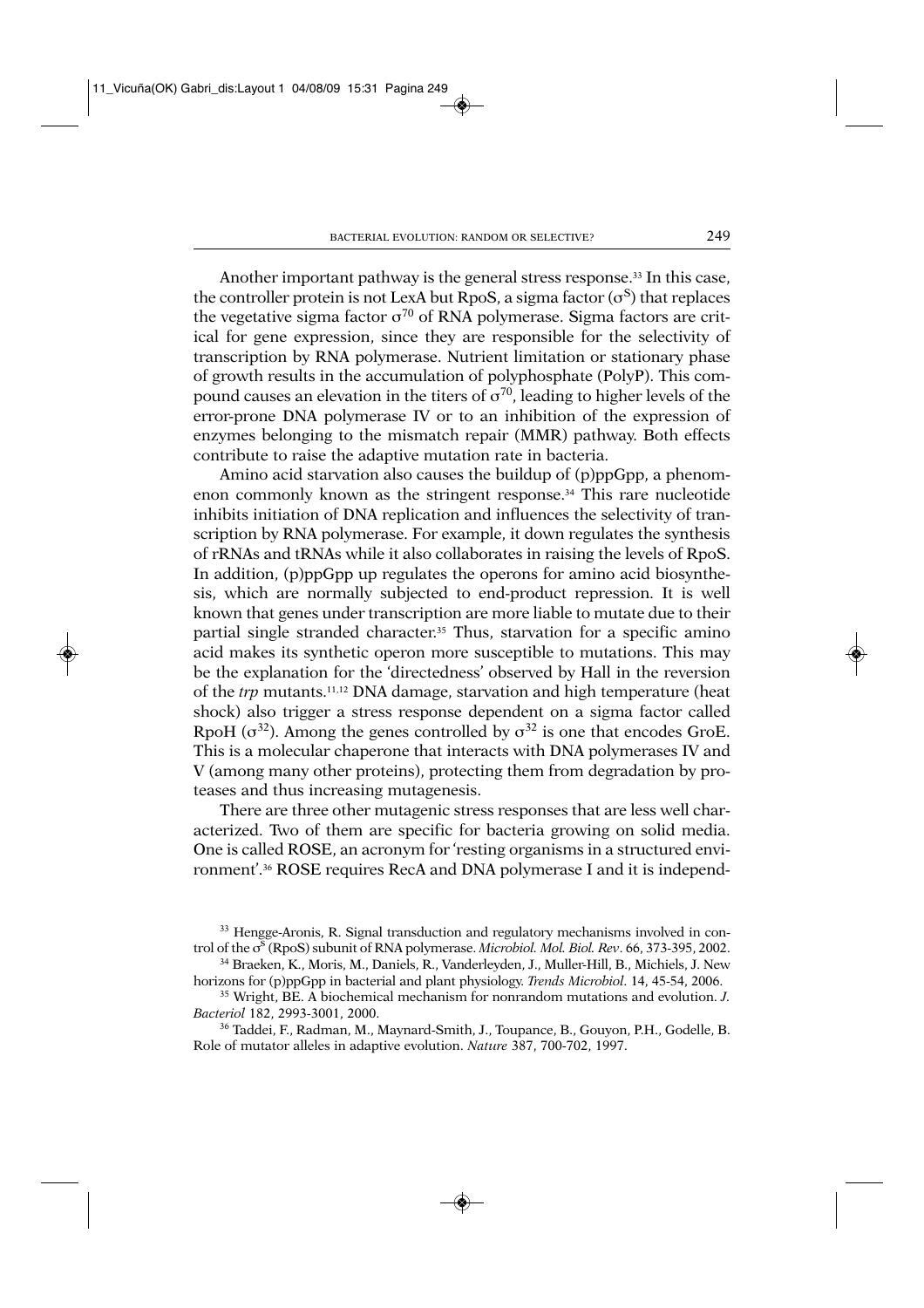Another important pathway is the general stress response.[33] In this case, the controller protein is not LexA but RpoS, a sigma factor ($\sigma^S$) that replaces the vegetative sigma factor $\sigma^{70}$ of RNA polymerase. Sigma factors are critical for gene expression, since they are responsible for the selectivity of transcription by RNA polymerase. Nutrient limitation or stationary phase of growth results in the accumulation of polyphosphate (PolyP). This compound causes an elevation in the titers of $\sigma^{70}$, leading to higher levels of the error-prone DNA polymerase IV or to an inhibition of the expression of enzymes belonging to the mismatch repair (MMR) pathway. Both effects contribute to raise the adaptive mutation rate in bacteria.

Amino acid starvation also causes the buildup of (p)ppGpp, a phenomenon commonly known as the stringent response.[34] This rare nucleotide inhibits initiation of DNA replication and influences the selectivity of transcription by RNA polymerase. For example, it down regulates the synthesis of rRNAs and tRNAs while it also collaborates in raising the levels of RpoS. In addition, (p)ppGpp up regulates the operons for amino acid biosynthesis, which are normally subjected to end-product repression. It is well known that genes under transcription are more liable to mutate due to their partial single stranded character.[35] Thus, starvation for a specific amino acid makes its synthetic operon more susceptible to mutations. This may be the explanation for the 'directedness' observed by Hall in the reversion of the *trp* mutants.[11,12] DNA damage, starvation and high temperature (heat shock) also trigger a stress response dependent on a sigma factor called RpoH ($\sigma^{32}$). Among the genes controlled by $\sigma^{32}$ is one that encodes GroE. This is a molecular chaperone that interacts with DNA polymerases IV and V (among many other proteins), protecting them from degradation by proteases and thus increasing mutagenesis.

There are three other mutagenic stress responses that are less well characterized. Two of them are specific for bacteria growing on solid media. One is called ROSE, an acronym for 'resting organisms in a structured environment'.[36] ROSE requires RecA and DNA polymerase I and it is independ-

[33] Hengge-Aronis, R. Signal transduction and regulatory mechanisms involved in control of the $\sigma^S$ (RpoS) subunit of RNA polymerase. *Microbiol. Mol. Biol. Rev*. 66, 373-395, 2002.

[34] Braeken, K., Moris, M., Daniels, R., Vanderleyden, J., Muller-Hill, B., Michiels, J. New horizons for (p)ppGpp in bacterial and plant physiology. *Trends Microbiol*. 14, 45-54, 2006.

[35] Wright, BE. A biochemical mechanism for nonrandom mutations and evolution. *J. Bacteriol* 182, 2993-3001, 2000.

[36] Taddei, F., Radman, M., Maynard-Smith, J., Toupance, B., Gouyon, P.H., Godelle, B. Role of mutator alleles in adaptive evolution. *Nature* 387, 700-702, 1997.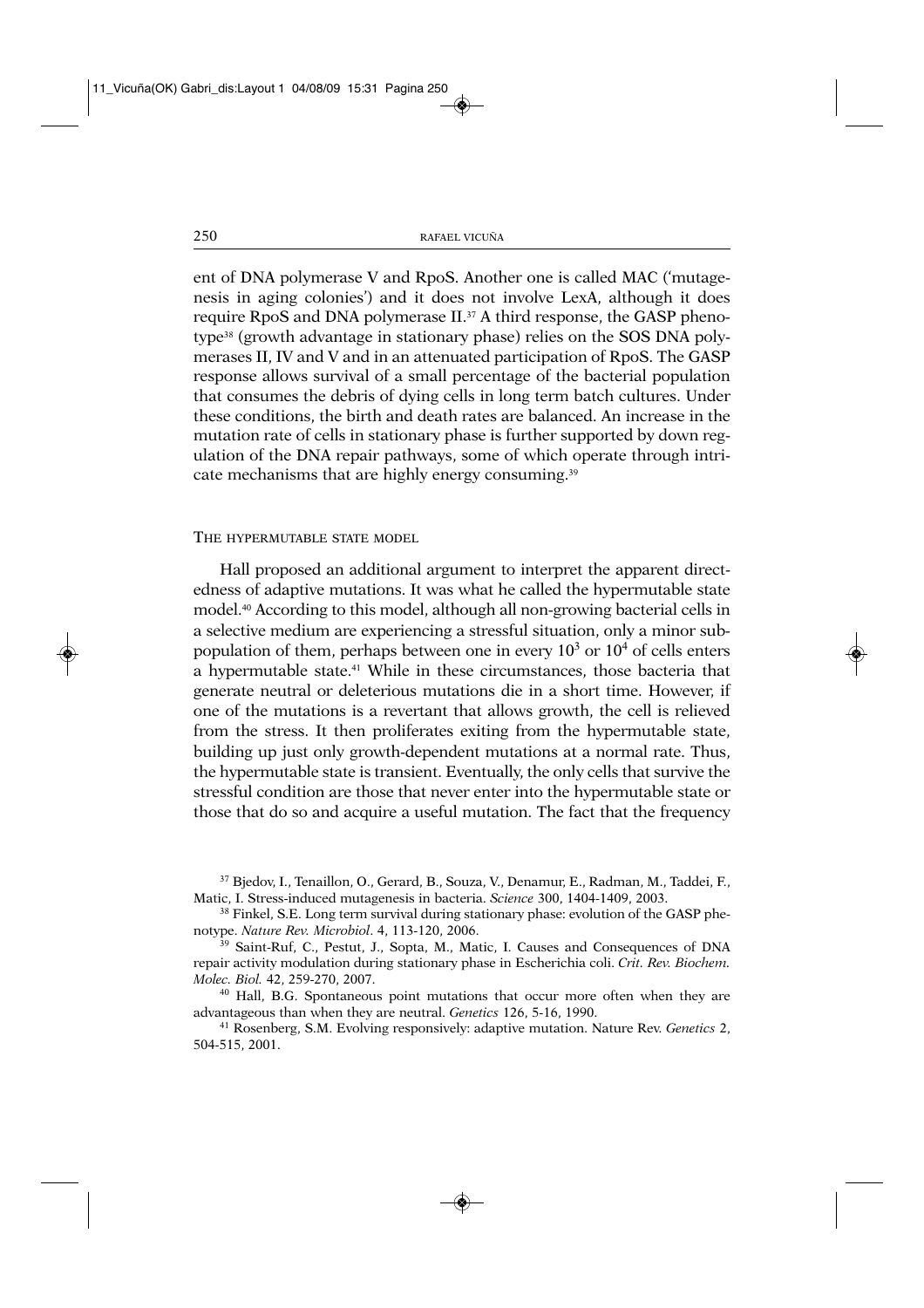ent of DNA polymerase V and RpoS. Another one is called MAC ('mutagenesis in aging colonies') and it does not involve LexA, although it does require RpoS and DNA polymerase II.[37] A third response, the GASP phenotype[38] (growth advantage in stationary phase) relies on the SOS DNA polymerases II, IV and V and in an attenuated participation of RpoS. The GASP response allows survival of a small percentage of the bacterial population that consumes the debris of dying cells in long term batch cultures. Under these conditions, the birth and death rates are balanced. An increase in the mutation rate of cells in stationary phase is further supported by down regulation of the DNA repair pathways, some of which operate through intricate mechanisms that are highly energy consuming.[39]

## The hypermutable state model

Hall proposed an additional argument to interpret the apparent directedness of adaptive mutations. It was what he called the hypermutable state model.[40] According to this model, although all non-growing bacterial cells in a selective medium are experiencing a stressful situation, only a minor subpopulation of them, perhaps between one in every $10^3$ or $10^4$ of cells enters a hypermutable state.[41] While in these circumstances, those bacteria that generate neutral or deleterious mutations die in a short time. However, if one of the mutations is a revertant that allows growth, the cell is relieved from the stress. It then proliferates exiting from the hypermutable state, building up just only growth-dependent mutations at a normal rate. Thus, the hypermutable state is transient. Eventually, the only cells that survive the stressful condition are those that never enter into the hypermutable state or those that do so and acquire a useful mutation. The fact that the frequency

[37] Bjedov, I., Tenaillon, O., Gerard, B., Souza, V., Denamur, E., Radman, M., Taddei, F., Matic, I. Stress-induced mutagenesis in bacteria. *Science* 300, 1404-1409, 2003.

[38] Finkel, S.E. Long term survival during stationary phase: evolution of the GASP phenotype. *Nature Rev. Microbiol*. 4, 113-120, 2006.

[39] Saint-Ruf, C., Pestut, J., Sopta, M., Matic, I. Causes and Consequences of DNA repair activity modulation during stationary phase in Escherichia coli. *Crit. Rev. Biochem. Molec. Biol.* 42, 259-270, 2007.

[40] Hall, B.G. Spontaneous point mutations that occur more often when they are advantageous than when they are neutral. *Genetics* 126, 5-16, 1990.

[41] Rosenberg, S.M. Evolving responsively: adaptive mutation. Nature Rev. *Genetics* 2, 504-515, 2001.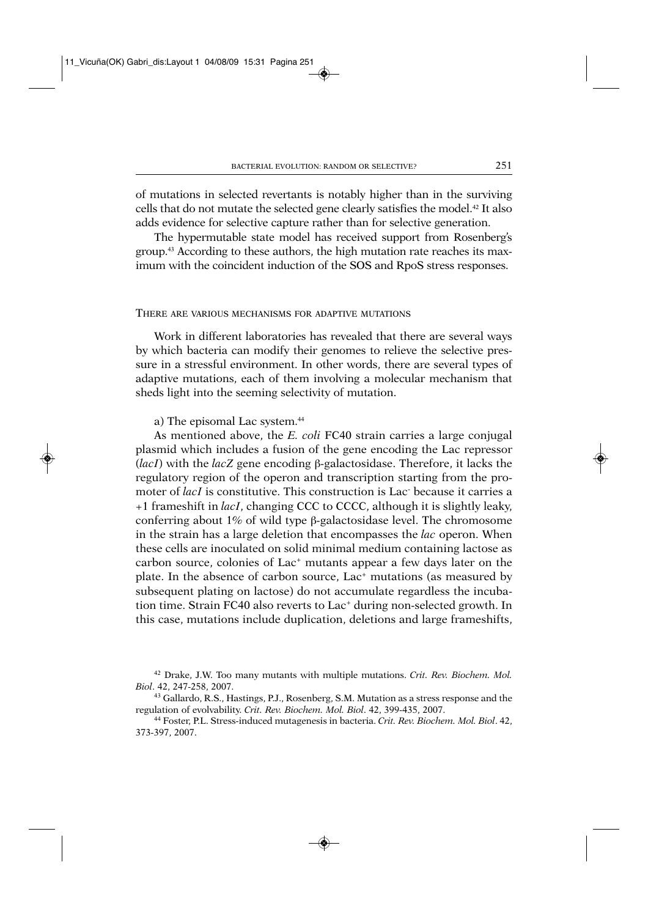of mutations in selected revertants is notably higher than in the surviving cells that do not mutate the selected gene clearly satisfies the model.[42] It also adds evidence for selective capture rather than for selective generation.

The hypermutable state model has received support from Rosenberg's group.[43] According to these authors, the high mutation rate reaches its maximum with the coincident induction of the SOS and RpoS stress responses.

## THERE ARE VARIOUS MECHANISMS FOR ADAPTIVE MUTATIONS

Work in different laboratories has revealed that there are several ways by which bacteria can modify their genomes to relieve the selective pressure in a stressful environment. In other words, there are several types of adaptive mutations, each of them involving a molecular mechanism that sheds light into the seeming selectivity of mutation.

a) The episomal Lac system.[44]

As mentioned above, the *E. coli* FC40 strain carries a large conjugal plasmid which includes a fusion of the gene encoding the Lac repressor (*lacI*) with the *lacZ* gene encoding β-galactosidase. Therefore, it lacks the regulatory region of the operon and transcription starting from the promoter of *lacI* is constitutive. This construction is Lac$^-$ because it carries a +1 frameshift in *lacI*, changing CCC to CCCC, although it is slightly leaky, conferring about 1% of wild type β-galactosidase level. The chromosome in the strain has a large deletion that encompasses the *lac* operon. When these cells are inoculated on solid minimal medium containing lactose as carbon source, colonies of Lac$^+$ mutants appear a few days later on the plate. In the absence of carbon source, Lac$^+$ mutations (as measured by subsequent plating on lactose) do not accumulate regardless the incubation time. Strain FC40 also reverts to Lac$^+$ during non-selected growth. In this case, mutations include duplication, deletions and large frameshifts,

---

[42] Drake, J.W. Too many mutants with multiple mutations. *Crit. Rev. Biochem. Mol. Biol*. 42, 247-258, 2007.

[43] Gallardo, R.S., Hastings, P.J., Rosenberg, S.M. Mutation as a stress response and the regulation of evolvability. *Crit. Rev. Biochem. Mol. Biol*. 42, 399-435, 2007.

[44] Foster, P.L. Stress-induced mutagenesis in bacteria. *Crit. Rev. Biochem. Mol. Biol*. 42, 373-397, 2007.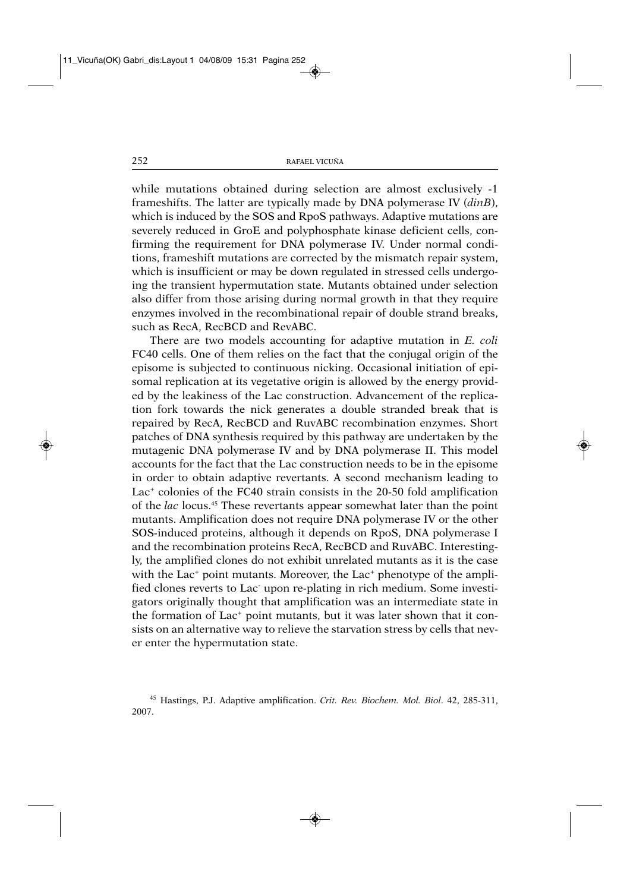while mutations obtained during selection are almost exclusively -1 frameshifts. The latter are typically made by DNA polymerase IV (*dinB*), which is induced by the SOS and RpoS pathways. Adaptive mutations are severely reduced in GroE and polyphosphate kinase deficient cells, confirming the requirement for DNA polymerase IV. Under normal conditions, frameshift mutations are corrected by the mismatch repair system, which is insufficient or may be down regulated in stressed cells undergoing the transient hypermutation state. Mutants obtained under selection also differ from those arising during normal growth in that they require enzymes involved in the recombinational repair of double strand breaks, such as RecA, RecBCD and RevABC.

There are two models accounting for adaptive mutation in *E. coli* FC40 cells. One of them relies on the fact that the conjugal origin of the episome is subjected to continuous nicking. Occasional initiation of episomal replication at its vegetative origin is allowed by the energy provided by the leakiness of the Lac construction. Advancement of the replication fork towards the nick generates a double stranded break that is repaired by RecA, RecBCD and RuvABC recombination enzymes. Short patches of DNA synthesis required by this pathway are undertaken by the mutagenic DNA polymerase IV and by DNA polymerase II. This model accounts for the fact that the Lac construction needs to be in the episome in order to obtain adaptive revertants. A second mechanism leading to Lac$^+$ colonies of the FC40 strain consists in the 20-50 fold amplification of the *lac* locus.[45] These revertants appear somewhat later than the point mutants. Amplification does not require DNA polymerase IV or the other SOS-induced proteins, although it depends on RpoS, DNA polymerase I and the recombination proteins RecA, RecBCD and RuvABC. Interestingly, the amplified clones do not exhibit unrelated mutants as it is the case with the Lac$^+$ point mutants. Moreover, the Lac$^+$ phenotype of the amplified clones reverts to Lac$^-$ upon re-plating in rich medium. Some investigators originally thought that amplification was an intermediate state in the formation of Lac$^+$ point mutants, but it was later shown that it consists on an alternative way to relieve the starvation stress by cells that never enter the hypermutation state.

[45] Hastings, P.J. Adaptive amplification. *Crit. Rev. Biochem. Mol. Biol*. 42, 285-311, 2007.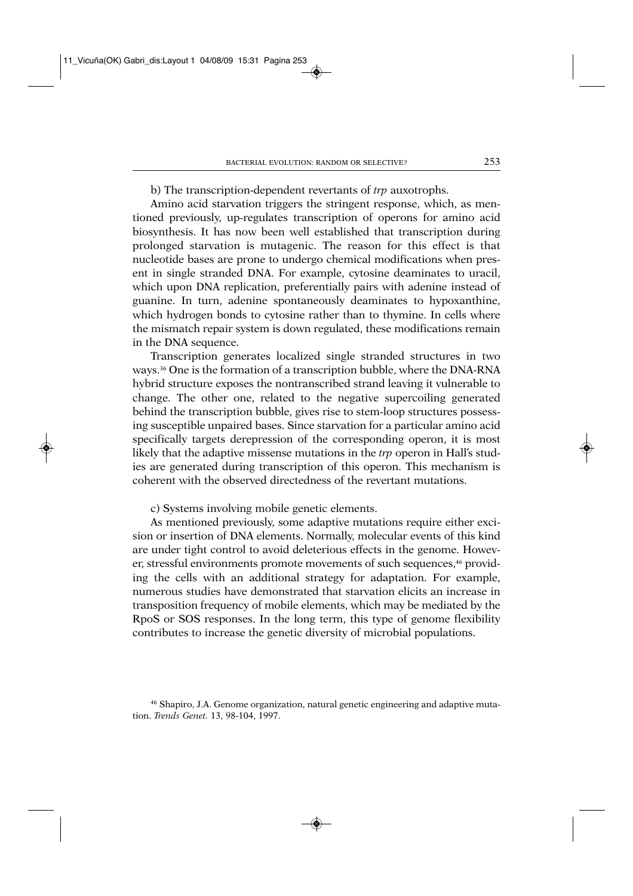b) The transcription-dependent revertants of *trp* auxotrophs.

Amino acid starvation triggers the stringent response, which, as mentioned previously, up-regulates transcription of operons for amino acid biosynthesis. It has now been well established that transcription during prolonged starvation is mutagenic. The reason for this effect is that nucleotide bases are prone to undergo chemical modifications when present in single stranded DNA. For example, cytosine deaminates to uracil, which upon DNA replication, preferentially pairs with adenine instead of guanine. In turn, adenine spontaneously deaminates to hypoxanthine, which hydrogen bonds to cytosine rather than to thymine. In cells where the mismatch repair system is down regulated, these modifications remain in the DNA sequence.

Transcription generates localized single stranded structures in two ways.[36] One is the formation of a transcription bubble, where the DNA-RNA hybrid structure exposes the nontranscribed strand leaving it vulnerable to change. The other one, related to the negative supercoiling generated behind the transcription bubble, gives rise to stem-loop structures possessing susceptible unpaired bases. Since starvation for a particular amino acid specifically targets derepression of the corresponding operon, it is most likely that the adaptive missense mutations in the *trp* operon in Hall's studies are generated during transcription of this operon. This mechanism is coherent with the observed directedness of the revertant mutations.

c) Systems involving mobile genetic elements.

As mentioned previously, some adaptive mutations require either excision or insertion of DNA elements. Normally, molecular events of this kind are under tight control to avoid deleterious effects in the genome. However, stressful environments promote movements of such sequences,[46] providing the cells with an additional strategy for adaptation. For example, numerous studies have demonstrated that starvation elicits an increase in transposition frequency of mobile elements, which may be mediated by the RpoS or SOS responses. In the long term, this type of genome flexibility contributes to increase the genetic diversity of microbial populations.

[46] Shapiro, J.A. Genome organization, natural genetic engineering and adaptive mutation. *Trends Genet.* 13, 98-104, 1997.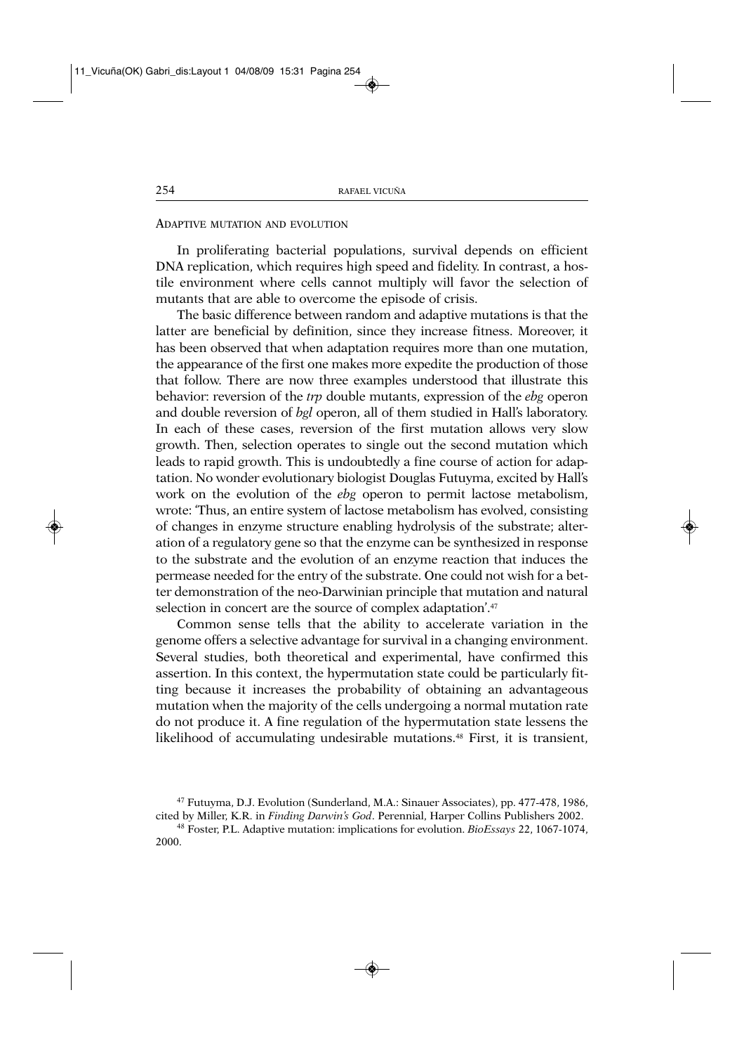## Adaptive mutation and evolution

In proliferating bacterial populations, survival depends on efficient DNA replication, which requires high speed and fidelity. In contrast, a hostile environment where cells cannot multiply will favor the selection of mutants that are able to overcome the episode of crisis.

The basic difference between random and adaptive mutations is that the latter are beneficial by definition, since they increase fitness. Moreover, it has been observed that when adaptation requires more than one mutation, the appearance of the first one makes more expedite the production of those that follow. There are now three examples understood that illustrate this behavior: reversion of the *trp* double mutants, expression of the *ebg* operon and double reversion of *bgl* operon, all of them studied in Hall's laboratory. In each of these cases, reversion of the first mutation allows very slow growth. Then, selection operates to single out the second mutation which leads to rapid growth. This is undoubtedly a fine course of action for adaptation. No wonder evolutionary biologist Douglas Futuyma, excited by Hall's work on the evolution of the *ebg* operon to permit lactose metabolism, wrote: 'Thus, an entire system of lactose metabolism has evolved, consisting of changes in enzyme structure enabling hydrolysis of the substrate; alteration of a regulatory gene so that the enzyme can be synthesized in response to the substrate and the evolution of an enzyme reaction that induces the permease needed for the entry of the substrate. One could not wish for a better demonstration of the neo-Darwinian principle that mutation and natural selection in concert are the source of complex adaptation'.[47]

Common sense tells that the ability to accelerate variation in the genome offers a selective advantage for survival in a changing environment. Several studies, both theoretical and experimental, have confirmed this assertion. In this context, the hypermutation state could be particularly fitting because it increases the probability of obtaining an advantageous mutation when the majority of the cells undergoing a normal mutation rate do not produce it. A fine regulation of the hypermutation state lessens the likelihood of accumulating undesirable mutations.[48] First, it is transient,

[47] Futuyma, D.J. Evolution (Sunderland, M.A.: Sinauer Associates), pp. 477-478, 1986, cited by Miller, K.R. in *Finding Darwin's God*. Perennial, Harper Collins Publishers 2002.

[48] Foster, P.L. Adaptive mutation: implications for evolution. *BioEssays* 22, 1067-1074, 2000.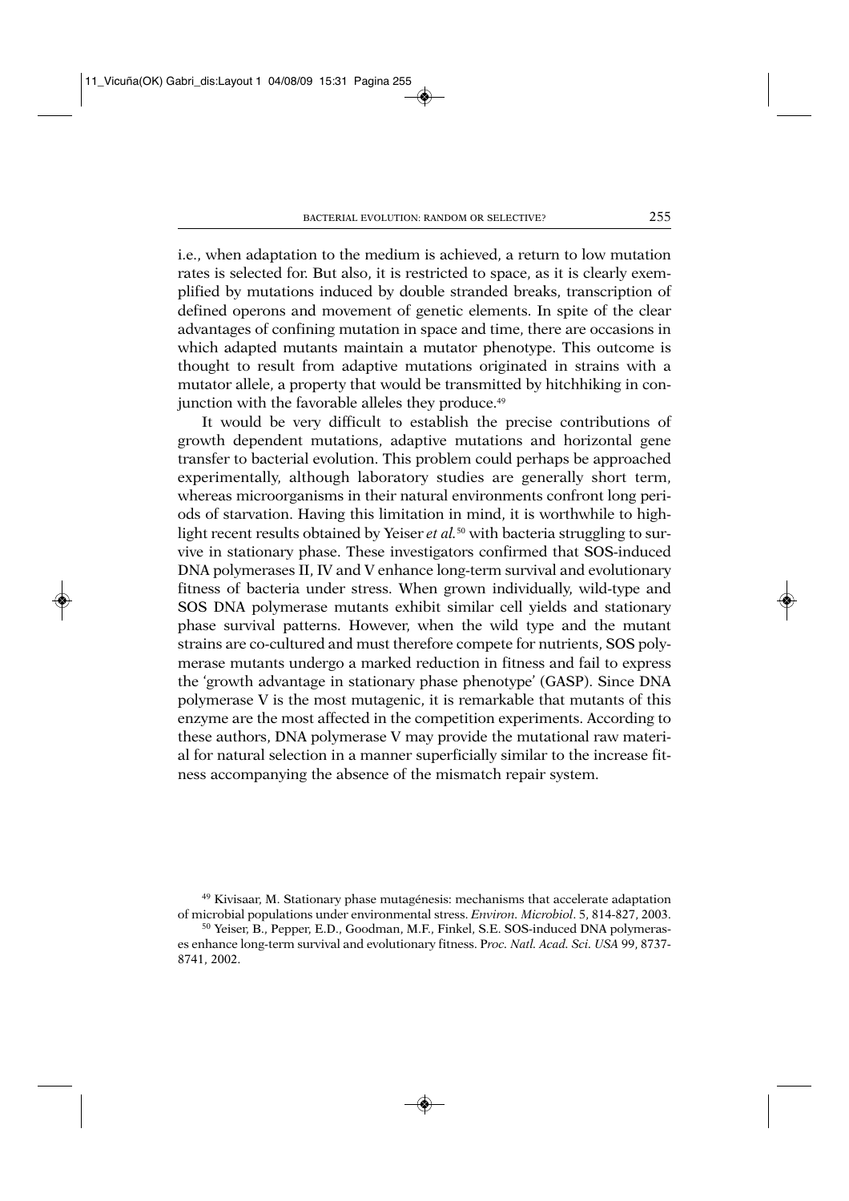i.e., when adaptation to the medium is achieved, a return to low mutation rates is selected for. But also, it is restricted to space, as it is clearly exemplified by mutations induced by double stranded breaks, transcription of defined operons and movement of genetic elements. In spite of the clear advantages of confining mutation in space and time, there are occasions in which adapted mutants maintain a mutator phenotype. This outcome is thought to result from adaptive mutations originated in strains with a mutator allele, a property that would be transmitted by hitchhiking in conjunction with the favorable alleles they produce.[49]

It would be very difficult to establish the precise contributions of growth dependent mutations, adaptive mutations and horizontal gene transfer to bacterial evolution. This problem could perhaps be approached experimentally, although laboratory studies are generally short term, whereas microorganisms in their natural environments confront long periods of starvation. Having this limitation in mind, it is worthwhile to highlight recent results obtained by Yeiser *et al.*[50] with bacteria struggling to survive in stationary phase. These investigators confirmed that SOS-induced DNA polymerases II, IV and V enhance long-term survival and evolutionary fitness of bacteria under stress. When grown individually, wild-type and SOS DNA polymerase mutants exhibit similar cell yields and stationary phase survival patterns. However, when the wild type and the mutant strains are co-cultured and must therefore compete for nutrients, SOS polymerase mutants undergo a marked reduction in fitness and fail to express the 'growth advantage in stationary phase phenotype' (GASP). Since DNA polymerase V is the most mutagenic, it is remarkable that mutants of this enzyme are the most affected in the competition experiments. According to these authors, DNA polymerase V may provide the mutational raw material for natural selection in a manner superficially similar to the increase fitness accompanying the absence of the mismatch repair system.

---

[49] Kivisaar, M. Stationary phase mutagénesis: mechanisms that accelerate adaptation of microbial populations under environmental stress. *Environ. Microbiol*. 5, 814-827, 2003.

[50] Yeiser, B., Pepper, E.D., Goodman, M.F., Finkel, S.E. SOS-induced DNA polymerases enhance long-term survival and evolutionary fitness. *Proc. Natl. Acad. Sci. USA* 99, 8737-8741, 2002.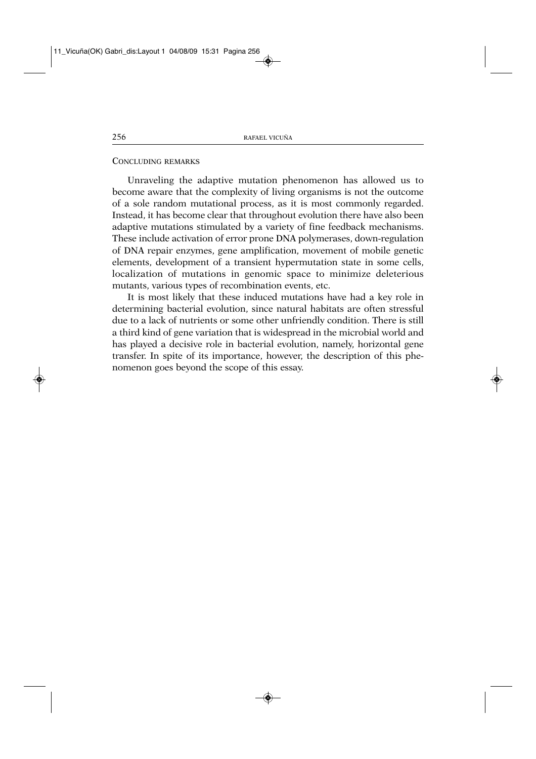## Concluding remarks

Unraveling the adaptive mutation phenomenon has allowed us to become aware that the complexity of living organisms is not the outcome of a sole random mutational process, as it is most commonly regarded. Instead, it has become clear that throughout evolution there have also been adaptive mutations stimulated by a variety of fine feedback mechanisms. These include activation of error prone DNA polymerases, down-regulation of DNA repair enzymes, gene amplification, movement of mobile genetic elements, development of a transient hypermutation state in some cells, localization of mutations in genomic space to minimize deleterious mutants, various types of recombination events, etc.

It is most likely that these induced mutations have had a key role in determining bacterial evolution, since natural habitats are often stressful due to a lack of nutrients or some other unfriendly condition. There is still a third kind of gene variation that is widespread in the microbial world and has played a decisive role in bacterial evolution, namely, horizontal gene transfer. In spite of its importance, however, the description of this phenomenon goes beyond the scope of this essay.